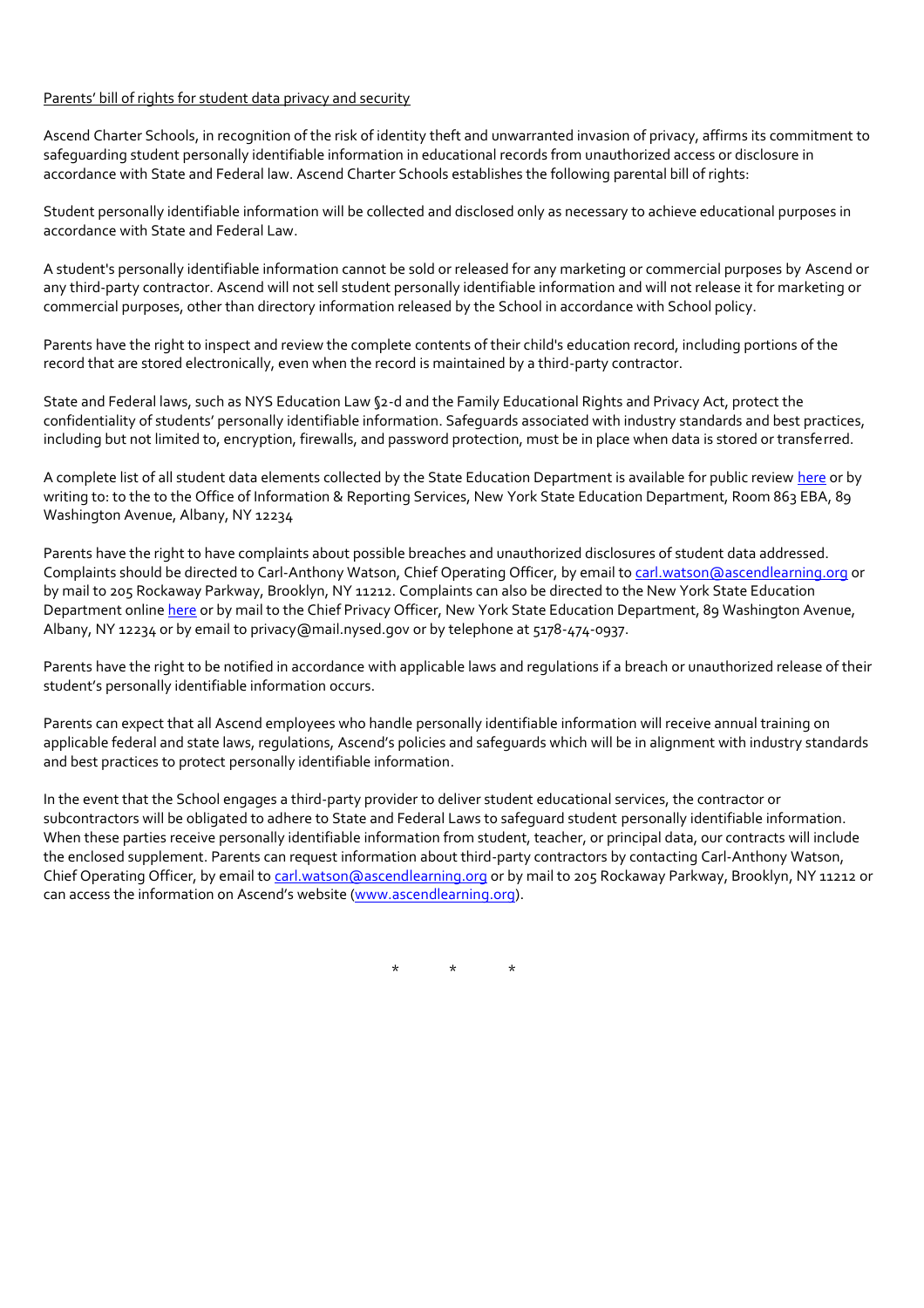Parents' bill of rights for student data privacy and security

Ascend Charter Schools, in recognition of the risk of identity theft and unwarranted invasion of privacy, affirms its commitment to safeguarding student personally identifiable information in educational records from unauthorized access or disclosure in accordance with State and Federal law. Ascend Charter Schools establishes the following parental bill of rights:

Student personally identifiable information will be collected and disclosed only as necessary to achieve educational purposes in accordance with State and Federal Law.

A student's personally identifiable information cannot be sold or released for any marketing or commercial purposes by Ascend or any third-party contractor. Ascend will not sell student personally identifiable information and will not release it for marketing or commercial purposes, other than directory information released by the School in accordance with School policy.

Parents have the right to inspect and review the complete contents of their child's education record, including portions of the record that are stored electronically, even when the record is maintained by a third-party contractor.

State and Federal laws, such as NYS Education Law §2-d and the Family Educational Rights and Privacy Act, protect the confidentiality of students' personally identifiable information. Safeguards associated with industry standards and best practices, including but not limited to, encryption, firewalls, and password protection, must be in place when data is stored or transferred.

A complete list of all student data elements collected by the State Education Department is available for public review here or by writing to: to the to the Office of Information & Reporting Services, New York State Education Department, Room 863 EBA, 89 Washington Avenue, Albany, NY 12234

Parents have the right to have complaints about possible breaches and unauthorized disclosures of student data addressed. Complaints should be directed to Carl-Anthony Watson, Chief Operating Officer, by email to carl.watson@ascendlearning.org or by mail to 205 Rockaway Parkway, Brooklyn, NY 11212. Complaints can also be directed to the New York State Education Department online here or by mail to the Chief Privacy Officer, New York State Education Department, 89 Washington Avenue, Albany, NY 12234 or by email to privacy@mail.nysed.gov or by telephone at 5178-474-0937.

Parents have the right to be notified in accordance with applicable laws and regulations if a breach or unauthorized release of their student's personally identifiable information occurs.

Parents can expect that all Ascend employees who handle personally identifiable information will receive annual training on applicable federal and state laws, regulations, Ascend's policies and safeguards which will be in alignment with industry standards and best practices to protect personally identifiable information.

In the event that the School engages a third-party provider to deliver student educational services, the contractor or subcontractors will be obligated to adhere to State and Federal Laws to safeguard student personally identifiable information. When these parties receive personally identifiable information from student, teacher, or principal data, our contracts will include the enclosed supplement. Parents can request information about third-party contractors by contacting Carl-Anthony Watson, Chief Operating Officer, by email to carl.watson@ascendlearning.org or by mail to 205 Rockaway Parkway, Brooklyn, NY 11212 or can access the information on Ascend's website (www.ascendlearning.org).

\* \* \*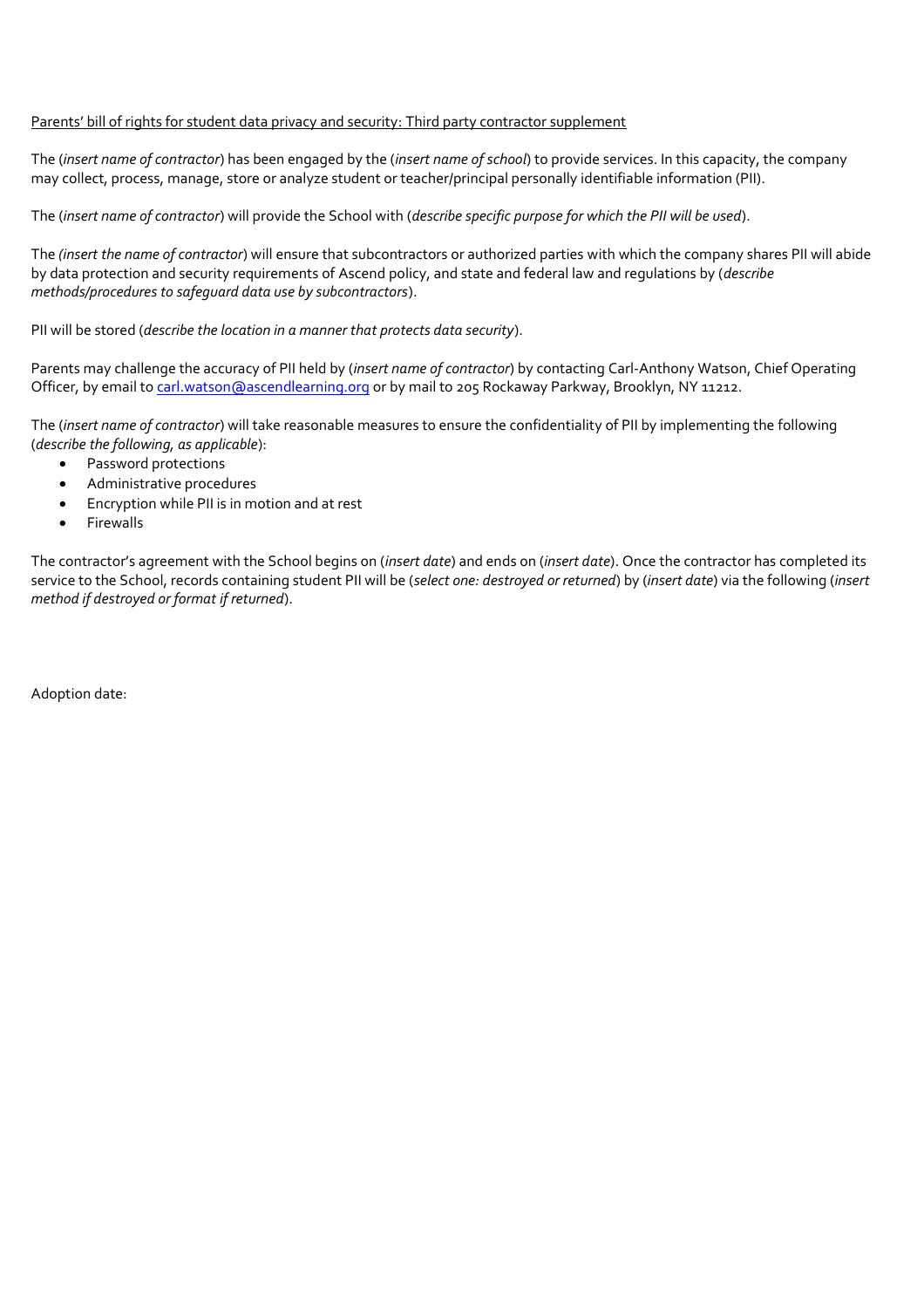Parents' bill of rights for student data privacy and security: Third party contractor supplement

The (*insert name of contractor*) has been engaged by the (*insert name of school*) to provide services. In this capacity, the company may collect, process, manage, store or analyze student or teacher/principal personally identifiable information (PII).

The (*insert name of contractor*) will provide the School with (*describe specific purpose for which the PII will be used*).

The *(insert the name of contractor*) will ensure that subcontractors or authorized parties with which the company shares PII will abide by data protection and security requirements of Ascend policy, and state and federal law and regulations by (*describe methods/procedures to safeguard data use by subcontractors*).

PII will be stored (*describe the location in a manner that protects data security*).

Parents may challenge the accuracy of PII held by (*insert name of contractor*) by contacting Carl-Anthony Watson, Chief Operating Officer, by email to carl.watson@ascendlearning.org or by mail to 205 Rockaway Parkway, Brooklyn, NY 11212.

The (*insert name of contractor*) will take reasonable measures to ensure the confidentiality of PII by implementing the following (*describe the following, as applicable*):

- Password protections
- Administrative procedures
- Encryption while PII is in motion and at rest
- Firewalls

The contractor's agreement with the School begins on (*insert date*) and ends on (*insert date*). Once the contractor has completed its service to the School, records containing student PII will be (*select one: destroyed or returned*) by (*insert date*) via the following (*insert method if destroyed or format if returned*).

Adoption date: